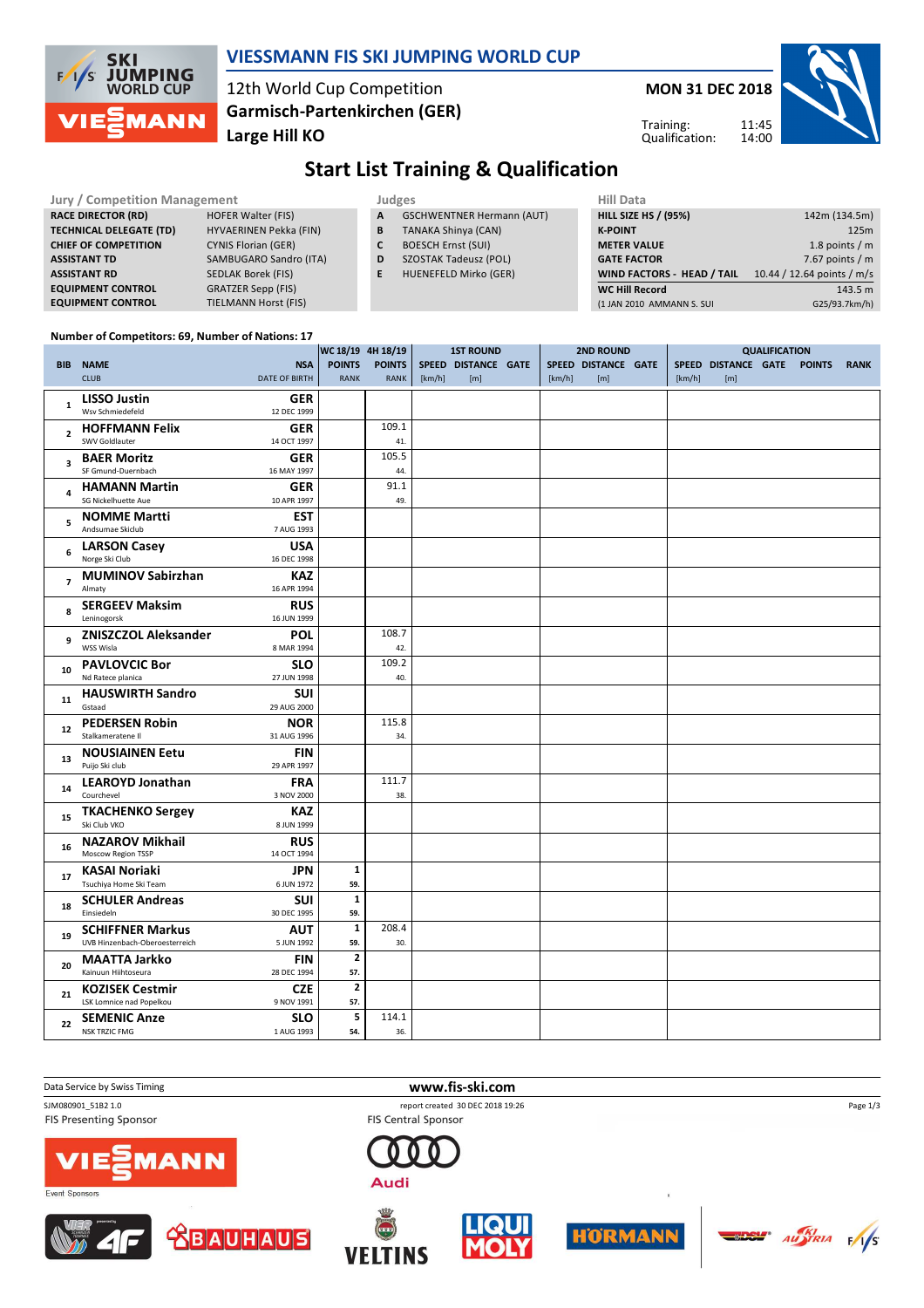# VIESSMANN FIS SKI JUMPING WORLD CUP

12th World Cup Competition
Garmisch-Partenkirchen (GER)
**Large Hill KO**

**MON 31 DEC 2018**

Training: 11:45
Qualification: 14:00

## Start List Training & Qualification

| Jury / Competition Management | |
|---|---|
| RACE DIRECTOR (RD) | HOFER Walter (FIS) |
| TECHNICAL DELEGATE (TD) | HYVAERINEN Pekka (FIN) |
| CHIEF OF COMPETITION | CYNIS Florian (GER) |
| ASSISTANT TD | SAMBUGARO Sandro (ITA) |
| ASSISTANT RD | SEDLAK Borek (FIS) |
| EQUIPMENT CONTROL | GRATZER Sepp (FIS) |
| EQUIPMENT CONTROL | TIELMANN Horst (FIS) |

| Judges | |
|---|---|
| A | GSCHWENTNER Hermann (AUT) |
| B | TANAKA Shinya (CAN) |
| C | BOESCH Ernst (SUI) |
| D | SZOSTAK Tadeusz (POL) |
| E | HUENEFELD Mirko (GER) |

| Hill Data | |
|---|---|
| HILL SIZE HS / (95%) | 142m (134.5m) |
| K-POINT | 125m |
| METER VALUE | 1.8 points / m |
| GATE FACTOR | 7.67 points / m |
| WIND FACTORS - HEAD / TAIL | 10.44 / 12.64 points / m/s |
| WC Hill Record | 143.5 m |
| (1 JAN 2010 AMMANN S. SUI | G25/93.7km/h) |

Number of Competitors: 69, Number of Nations: 17

| BIB | NAME / CLUB | NSA / DATE OF BIRTH | WC 18/19 POINTS / RANK | 4H 18/19 POINTS / RANK | 1ST ROUND SPEED [km/h] | DISTANCE [m] | GATE | 2ND ROUND SPEED [km/h] | DISTANCE [m] | GATE | QUALIFICATION SPEED [km/h] | DISTANCE [m] | GATE | POINTS | RANK |
|---|---|---|---|---|---|---|---|---|---|---|---|---|---|---|---|
| 1 | **LISSO Justin** Wsv Schmiedefeld | GER 12 DEC 1999 | | | | | | | | | | | | | |
| 2 | **HOFFMANN Felix** SWV Goldlauter | GER 14 OCT 1997 | | 109.1 41. | | | | | | | | | | | |
| 3 | **BAER Moritz** SF Gmund-Duernbach | GER 16 MAY 1997 | | 105.5 44. | | | | | | | | | | | |
| 4 | **HAMANN Martin** SG Nickelhuette Aue | GER 10 APR 1997 | | 91.1 49. | | | | | | | | | | | |
| 5 | **NOMME Martti** Andsumae Skiclub | EST 7 AUG 1993 | | | | | | | | | | | | | |
| 6 | **LARSON Casey** Norge Ski Club | USA 16 DEC 1998 | | | | | | | | | | | | | |
| 7 | **MUMINOV Sabirzhan** Almaty | KAZ 16 APR 1994 | | | | | | | | | | | | | |
| 8 | **SERGEEV Maksim** Leninogorsk | RUS 16 JUN 1999 | | | | | | | | | | | | | |
| 9 | **ZNISZCZOL Aleksander** WSS Wisla | POL 8 MAR 1994 | | 108.7 42. | | | | | | | | | | | |
| 10 | **PAVLOVCIC Bor** Nd Ratece planica | SLO 27 JUN 1998 | | 109.2 40. | | | | | | | | | | | |
| 11 | **HAUSWIRTH Sandro** Gstaad | SUI 29 AUG 2000 | | | | | | | | | | | | | |
| 12 | **PEDERSEN Robin** Stalkameratene Il | NOR 31 AUG 1996 | | 115.8 34. | | | | | | | | | | | |
| 13 | **NOUSIAINEN Eetu** Puijo Ski club | FIN 29 APR 1997 | | | | | | | | | | | | | |
| 14 | **LEAROYD Jonathan** Courchevel | FRA 3 NOV 2000 | | 111.7 38. | | | | | | | | | | | |
| 15 | **TKACHENKO Sergey** Ski Club VKO | KAZ 8 JUN 1999 | | | | | | | | | | | | | |
| 16 | **NAZAROV Mikhail** Moscow Region TSSP | RUS 14 OCT 1994 | | | | | | | | | | | | | |
| 17 | **KASAI Noriaki** Tsuchiya Home Ski Team | JPN 6 JUN 1972 | 1 59. | | | | | | | | | | | | |
| 18 | **SCHULER Andreas** Einsiedeln | SUI 30 DEC 1995 | 1 59. | | | | | | | | | | | | |
| 19 | **SCHIFFNER Markus** UVB Hinzenbach-Oberoesterreich | AUT 5 JUN 1992 | 1 59. | 208.4 30. | | | | | | | | | | | |
| 20 | **MAATTA Jarkko** Kainuun Hiihtoseura | FIN 28 DEC 1994 | 2 57. | | | | | | | | | | | | |
| 21 | **KOZISEK Cestmir** LSK Lomnice nad Popelkou | CZE 9 NOV 1991 | 2 57. | | | | | | | | | | | | |
| 22 | **SEMENIC Anze** NSK TRZIC FMG | SLO 1 AUG 1993 | 5 54. | 114.1 36. | | | | | | | | | | | |

Data Service by Swiss Timing
www.fis-ski.com
SJM080901_51B2 1.0
report created 30 DEC 2018 19:26
FIS Presenting Sponsor
FIS Central Sponsor
Event Sponsors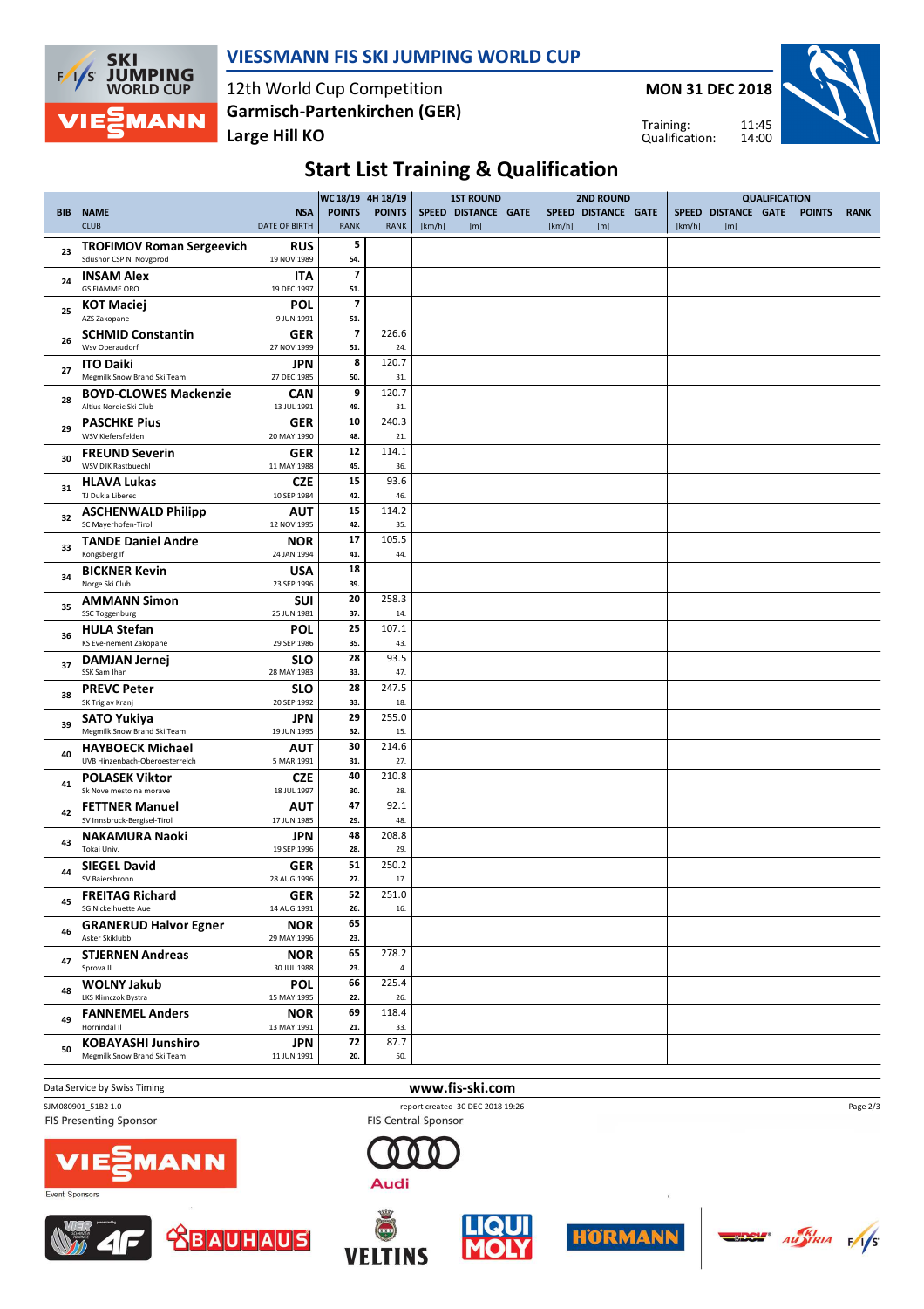# VIESSMANN FIS SKI JUMPING WORLD CUP

12th World Cup Competition
Garmisch-Partenkirchen (GER)
Large Hill KO

**MON 31 DEC 2018**

Training: 11:45
Qualification: 14:00

## Start List Training & Qualification

| BIB | NAME / CLUB | NSA / DATE OF BIRTH | WC 18/19 POINTS / RANK | 4H 18/19 POINTS / RANK | 1ST ROUND SPEED [km/h] | 1ST ROUND DISTANCE [m] | 1ST ROUND GATE | 2ND ROUND SPEED [km/h] | 2ND ROUND DISTANCE [m] | 2ND ROUND GATE | QUALIFICATION SPEED [km/h] | QUALIFICATION DISTANCE [m] | QUALIFICATION GATE | QUALIFICATION POINTS | QUALIFICATION RANK |
|---|---|---|---|---|---|---|---|---|---|---|---|---|---|---|---|
| 23 | **TROFIMOV Roman Sergeevich** Sdushor CSP N. Novgorod | RUS 19 NOV 1989 | 5 54. | | | | | | | | | | | | |
| 24 | **INSAM Alex** GS FIAMME ORO | ITA 19 DEC 1997 | 7 51. | | | | | | | | | | | | |
| 25 | **KOT Maciej** AZS Zakopane | POL 9 JUN 1991 | 7 51. | | | | | | | | | | | | |
| 26 | **SCHMID Constantin** Wsv Oberaudorf | GER 27 NOV 1999 | 7 51. | 226.6 24. | | | | | | | | | | | |
| 27 | **ITO Daiki** Megmilk Snow Brand Ski Team | JPN 27 DEC 1985 | 8 50. | 120.7 31. | | | | | | | | | | | |
| 28 | **BOYD-CLOWES Mackenzie** Altius Nordic Ski Club | CAN 13 JUL 1991 | 9 49. | 120.7 31. | | | | | | | | | | | |
| 29 | **PASCHKE Pius** WSV Kiefersfelden | GER 20 MAY 1990 | 10 48. | 240.3 21. | | | | | | | | | | | |
| 30 | **FREUND Severin** WSV DJK Rastbuechl | GER 11 MAY 1988 | 12 45. | 114.1 36. | | | | | | | | | | | |
| 31 | **HLAVA Lukas** TJ Dukla Liberec | CZE 10 SEP 1984 | 15 42. | 93.6 46. | | | | | | | | | | | |
| 32 | **ASCHENWALD Philipp** SC Mayerhofen-Tirol | AUT 12 NOV 1995 | 15 42. | 114.2 35. | | | | | | | | | | | |
| 33 | **TANDE Daniel Andre** Kongsberg If | NOR 24 JAN 1994 | 17 41. | 105.5 44. | | | | | | | | | | | |
| 34 | **BICKNER Kevin** Norge Ski Club | USA 23 SEP 1996 | 18 39. | | | | | | | | | | | | |
| 35 | **AMMANN Simon** SSC Toggenburg | SUI 25 JUN 1981 | 20 37. | 258.3 14. | | | | | | | | | | | |
| 36 | **HULA Stefan** KS Eve-nement Zakopane | POL 29 SEP 1986 | 25 35. | 107.1 43. | | | | | | | | | | | |
| 37 | **DAMJAN Jernej** SSK Sam Ihan | SLO 28 MAY 1983 | 28 33. | 93.5 47. | | | | | | | | | | | |
| 38 | **PREVC Peter** SK Triglav Kranj | SLO 20 SEP 1992 | 28 33. | 247.5 18. | | | | | | | | | | | |
| 39 | **SATO Yukiya** Megmilk Snow Brand Ski Team | JPN 19 JUN 1995 | 29 32. | 255.0 15. | | | | | | | | | | | |
| 40 | **HAYBOECK Michael** UVB Hinzenbach-Oberoesterreich | AUT 5 MAR 1991 | 30 31. | 214.6 27. | | | | | | | | | | | |
| 41 | **POLASEK Viktor** Sk Nove mesto na morave | CZE 18 JUL 1997 | 40 30. | 210.8 28. | | | | | | | | | | | |
| 42 | **FETTNER Manuel** SV Innsbruck-Bergisel-Tirol | AUT 17 JUN 1985 | 47 29. | 92.1 48. | | | | | | | | | | | |
| 43 | **NAKAMURA Naoki** Tokai Univ. | JPN 19 SEP 1996 | 48 28. | 208.8 29. | | | | | | | | | | | |
| 44 | **SIEGEL David** SV Baiersbronn | GER 28 AUG 1996 | 51 27. | 250.2 17. | | | | | | | | | | | |
| 45 | **FREITAG Richard** SG Nickelhuette Aue | GER 14 AUG 1991 | 52 26. | 251.0 16. | | | | | | | | | | | |
| 46 | **GRANERUD Halvor Egner** Asker Skiklubb | NOR 29 MAY 1996 | 65 23. | | | | | | | | | | | | |
| 47 | **STJERNEN Andreas** Sprova IL | NOR 30 JUL 1988 | 65 23. | 278.2 4. | | | | | | | | | | | |
| 48 | **WOLNY Jakub** LKS Klimczok Bystra | POL 15 MAY 1995 | 66 22. | 225.4 26. | | | | | | | | | | | |
| 49 | **FANNEMEL Anders** Hornindal Il | NOR 13 MAY 1991 | 69 21. | 118.4 33. | | | | | | | | | | | |
| 50 | **KOBAYASHI Junshiro** Megmilk Snow Brand Ski Team | JPN 11 JUN 1991 | 72 20. | 87.7 50. | | | | | | | | | | | |

Data Service by Swiss Timing — www.fis-ski.com

SJM080901_51B2 1.0 — report created 30 DEC 2018 19:26

FIS Presenting Sponsor — FIS Central Sponsor — Event Sponsors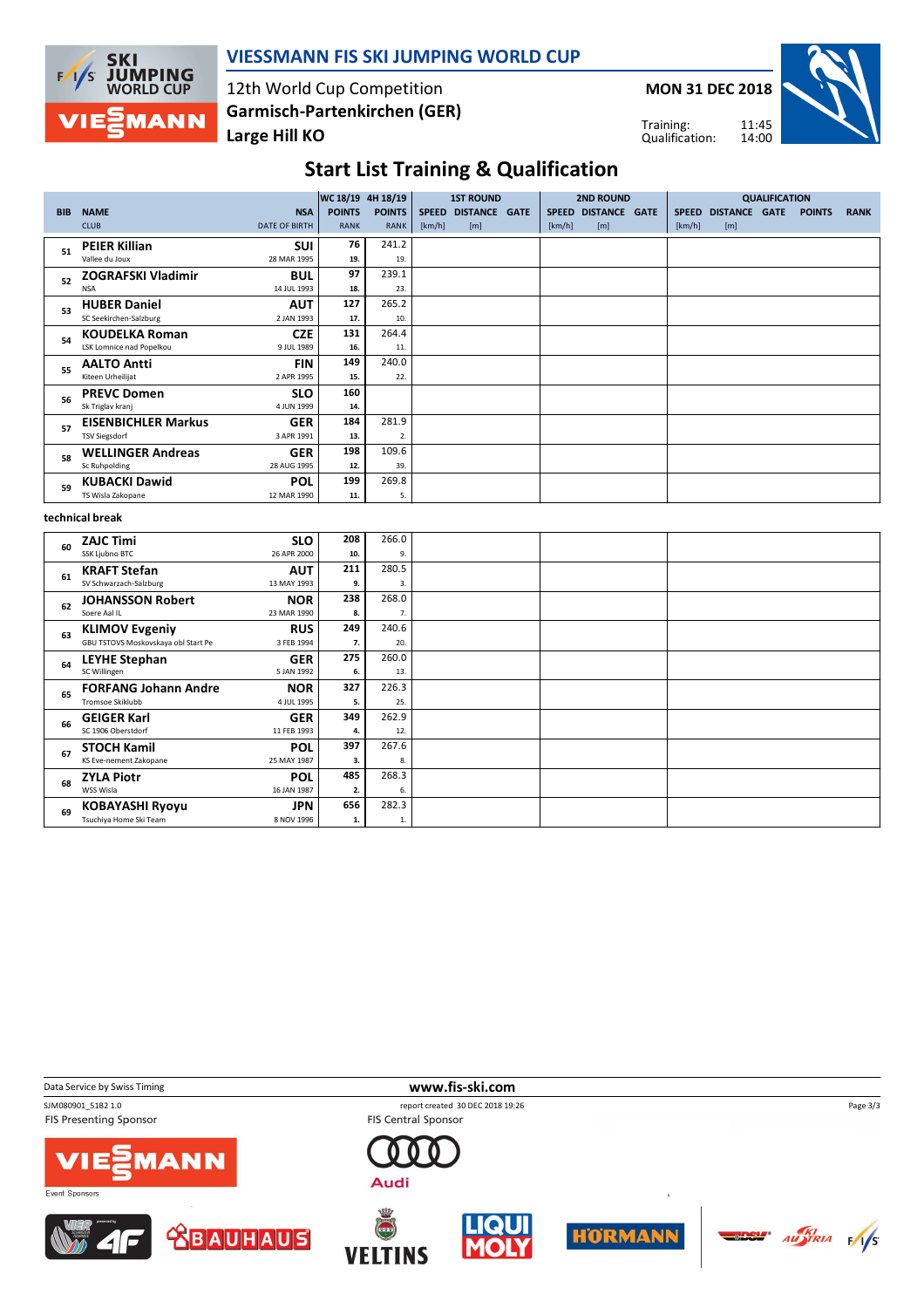# VIESSMANN FIS SKI JUMPING WORLD CUP

12th World Cup Competition
**Garmisch-Partenkirchen (GER)**
**Large Hill KO**

**MON 31 DEC 2018**

Training: 11:45
Qualification: 14:00

## Start List Training & Qualification

| BIB | NAME / CLUB | NSA / DATE OF BIRTH | WC 18/19 POINTS / RANK | 4H 18/19 POINTS / RANK | 1ST ROUND SPEED [km/h] | 1ST ROUND DISTANCE [m] | 1ST ROUND GATE | 2ND ROUND SPEED [km/h] | 2ND ROUND DISTANCE [m] | 2ND ROUND GATE | QUALIFICATION SPEED [km/h] | QUALIFICATION DISTANCE [m] | QUALIFICATION GATE | QUALIFICATION POINTS | QUALIFICATION RANK |
|---|---|---|---|---|---|---|---|---|---|---|---|---|---|---|---|
| 51 | **PEIER Killian** Vallee du Joux | SUI 28 MAR 1995 | 76 / 19. | 241.2 / 19. | | | | | | | | | | | |
| 52 | **ZOGRAFSKI Vladimir** NSA | BUL 14 JUL 1993 | 97 / 18. | 239.1 / 23. | | | | | | | | | | | |
| 53 | **HUBER Daniel** SC Seekirchen-Salzburg | AUT 2 JAN 1993 | 127 / 17. | 265.2 / 10. | | | | | | | | | | | |
| 54 | **KOUDELKA Roman** LSK Lomnice nad Popelkou | CZE 9 JUL 1989 | 131 / 16. | 264.4 / 11. | | | | | | | | | | | |
| 55 | **AALTO Antti** Kiteen Urheilijat | FIN 2 APR 1995 | 149 / 15. | 240.0 / 22. | | | | | | | | | | | |
| 56 | **PREVC Domen** Sk Triglav kranj | SLO 4 JUN 1999 | 160 / 14. | | | | | | | | | | | | |
| 57 | **EISENBICHLER Markus** TSV Siegsdorf | GER 3 APR 1991 | 184 / 13. | 281.9 / 2. | | | | | | | | | | | |
| 58 | **WELLINGER Andreas** Sc Ruhpolding | GER 28 AUG 1995 | 198 / 12. | 109.6 / 39. | | | | | | | | | | | |
| 59 | **KUBACKI Dawid** TS Wisla Zakopane | POL 12 MAR 1990 | 199 / 11. | 269.8 / 5. | | | | | | | | | | | |

**technical break**

| BIB | NAME / CLUB | NSA / DATE OF BIRTH | WC 18/19 POINTS / RANK | 4H 18/19 POINTS / RANK | 1ST ROUND SPEED [km/h] | 1ST ROUND DISTANCE [m] | 1ST ROUND GATE | 2ND ROUND SPEED [km/h] | 2ND ROUND DISTANCE [m] | 2ND ROUND GATE | QUALIFICATION SPEED [km/h] | QUALIFICATION DISTANCE [m] | QUALIFICATION GATE | QUALIFICATION POINTS | QUALIFICATION RANK |
|---|---|---|---|---|---|---|---|---|---|---|---|---|---|---|---|
| 60 | **ZAJC Timi** SSK Ljubno BTC | SLO 26 APR 2000 | 208 / 10. | 266.0 / 9. | | | | | | | | | | | |
| 61 | **KRAFT Stefan** SV Schwarzach-Salzburg | AUT 13 MAY 1993 | 211 / 9. | 280.5 / 3. | | | | | | | | | | | |
| 62 | **JOHANSSON Robert** Soere Aal IL | NOR 23 MAR 1990 | 238 / 8. | 268.0 / 7. | | | | | | | | | | | |
| 63 | **KLIMOV Evgeniy** GBU TSTOVS Moskovskaya obl Start Pe | RUS 3 FEB 1994 | 249 / 7. | 240.6 / 20. | | | | | | | | | | | |
| 64 | **LEYHE Stephan** SC Willingen | GER 5 JAN 1992 | 275 / 6. | 260.0 / 13. | | | | | | | | | | | |
| 65 | **FORFANG Johann Andre** Tromsoe Skiklubb | NOR 4 JUL 1995 | 327 / 5. | 226.3 / 25. | | | | | | | | | | | |
| 66 | **GEIGER Karl** SC 1906 Oberstdorf | GER 11 FEB 1993 | 349 / 4. | 262.9 / 12. | | | | | | | | | | | |
| 67 | **STOCH Kamil** KS Eve-nement Zakopane | POL 25 MAY 1987 | 397 / 3. | 267.6 / 8. | | | | | | | | | | | |
| 68 | **ZYLA Piotr** WSS Wisla | POL 16 JAN 1987 | 485 / 2. | 268.3 / 6. | | | | | | | | | | | |
| 69 | **KOBAYASHI Ryoyu** Tsuchiya Home Ski Team | JPN 8 NOV 1996 | 656 / 1. | 282.3 / 1. | | | | | | | | | | | |

Data Service by Swiss Timing
www.fis-ski.com
SJM080901_51B2 1.0
report created 30 DEC 2018 19:26
FIS Presenting Sponsor
FIS Central Sponsor
Event Sponsors